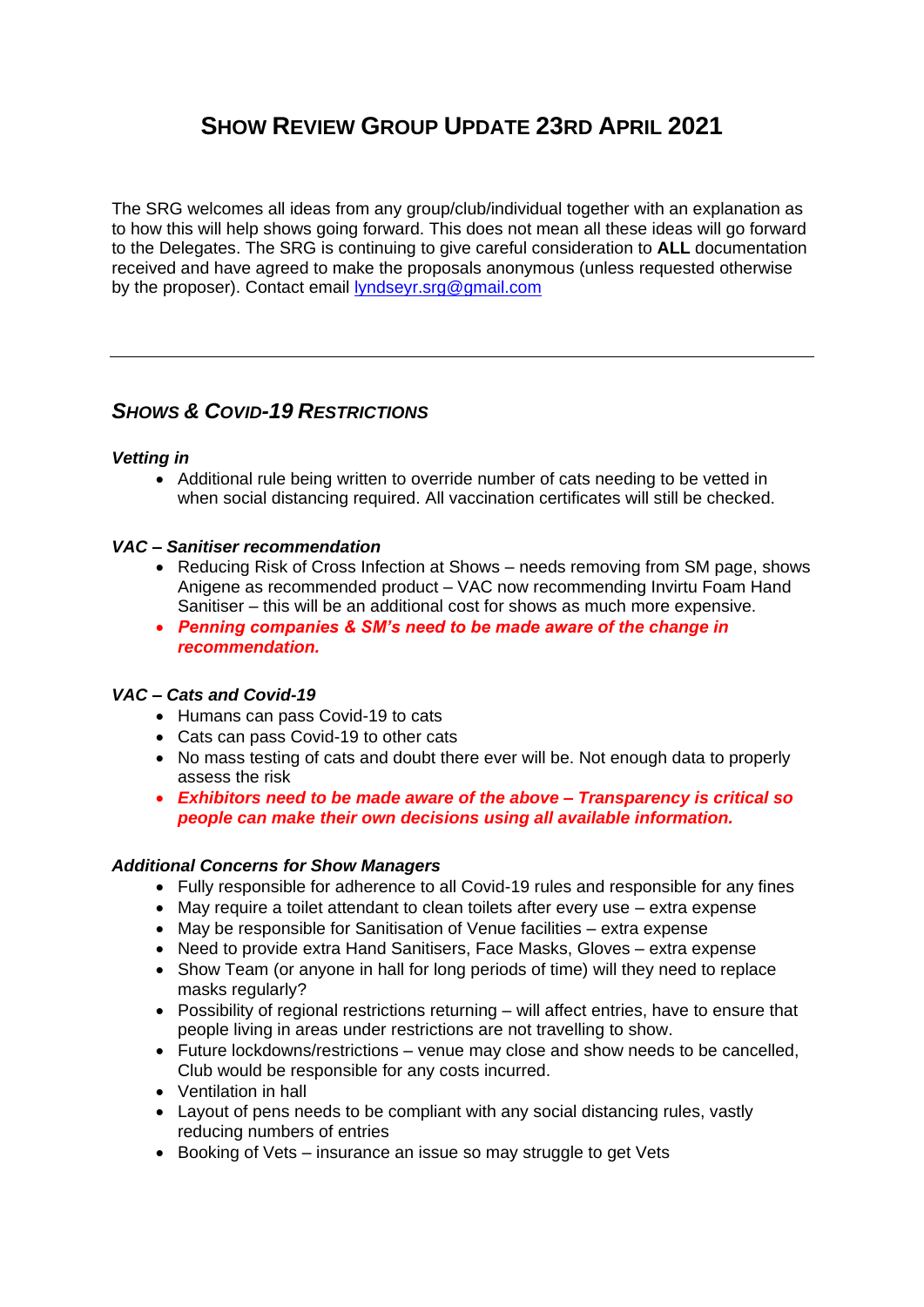# SHOW REVIEW GROUP UPDATE 23RD APRIL 2021

The SRG welcomes all ideas from any group/club/individual together with an explanation as to how this will help shows going forward. This does not mean all these ideas will go forward to the Delegates. The SRG is continuing to give careful consideration to **ALL** documentation received and have agreed to make the proposals anonymous (unless requested otherwise by the proposer). Contact email [lyndseyr.srg@gmail.com](mailto:lyndseyr.srg@gmail.com)

---

## *SHOWS & COVID-19 RESTRICTIONS*

### *Vetting in*

- Additional rule being written to override number of cats needing to be vetted in when social distancing required. All vaccination certificates will still be checked.

### *VAC – Sanitiser recommendation*

- Reducing Risk of Cross Infection at Shows – needs removing from SM page, shows Anigene as recommended product – VAC now recommending Invirtu Foam Hand Sanitiser – this will be an additional cost for shows as much more expensive.
- ***Penning companies & SM's need to be made aware of the change in recommendation.***

### *VAC – Cats and Covid-19*

- Humans can pass Covid-19 to cats
- Cats can pass Covid-19 to other cats
- No mass testing of cats and doubt there ever will be. Not enough data to properly assess the risk
- ***Exhibitors need to be made aware of the above – Transparency is critical so people can make their own decisions using all available information.***

### *Additional Concerns for Show Managers*

- Fully responsible for adherence to all Covid-19 rules and responsible for any fines
- May require a toilet attendant to clean toilets after every use – extra expense
- May be responsible for Sanitisation of Venue facilities – extra expense
- Need to provide extra Hand Sanitisers, Face Masks, Gloves – extra expense
- Show Team (or anyone in hall for long periods of time) will they need to replace masks regularly?
- Possibility of regional restrictions returning – will affect entries, have to ensure that people living in areas under restrictions are not travelling to show.
- Future lockdowns/restrictions – venue may close and show needs to be cancelled, Club would be responsible for any costs incurred.
- Ventilation in hall
- Layout of pens needs to be compliant with any social distancing rules, vastly reducing numbers of entries
- Booking of Vets – insurance an issue so may struggle to get Vets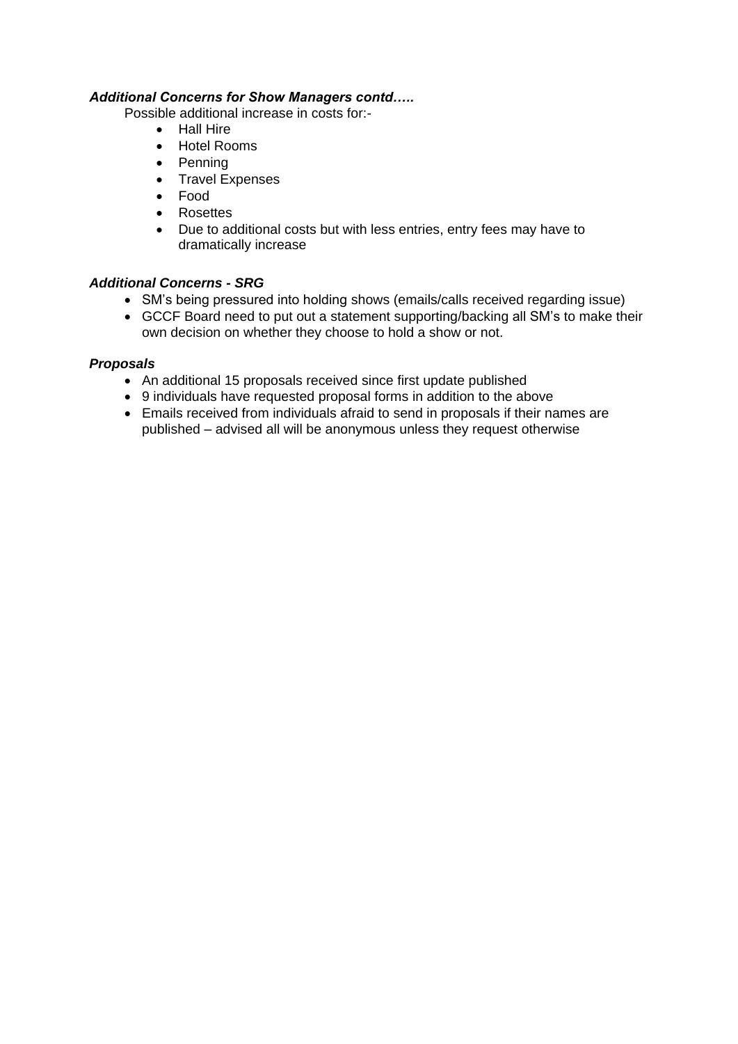### *Additional Concerns for Show Managers contd…..*

Possible additional increase in costs for:-

- Hall Hire
- Hotel Rooms
- Penning
- Travel Expenses
- Food
- Rosettes
- Due to additional costs but with less entries, entry fees may have to dramatically increase

### *Additional Concerns - SRG*

- SM's being pressured into holding shows (emails/calls received regarding issue)
- GCCF Board need to put out a statement supporting/backing all SM's to make their own decision on whether they choose to hold a show or not.

### *Proposals*

- An additional 15 proposals received since first update published
- 9 individuals have requested proposal forms in addition to the above
- Emails received from individuals afraid to send in proposals if their names are published – advised all will be anonymous unless they request otherwise